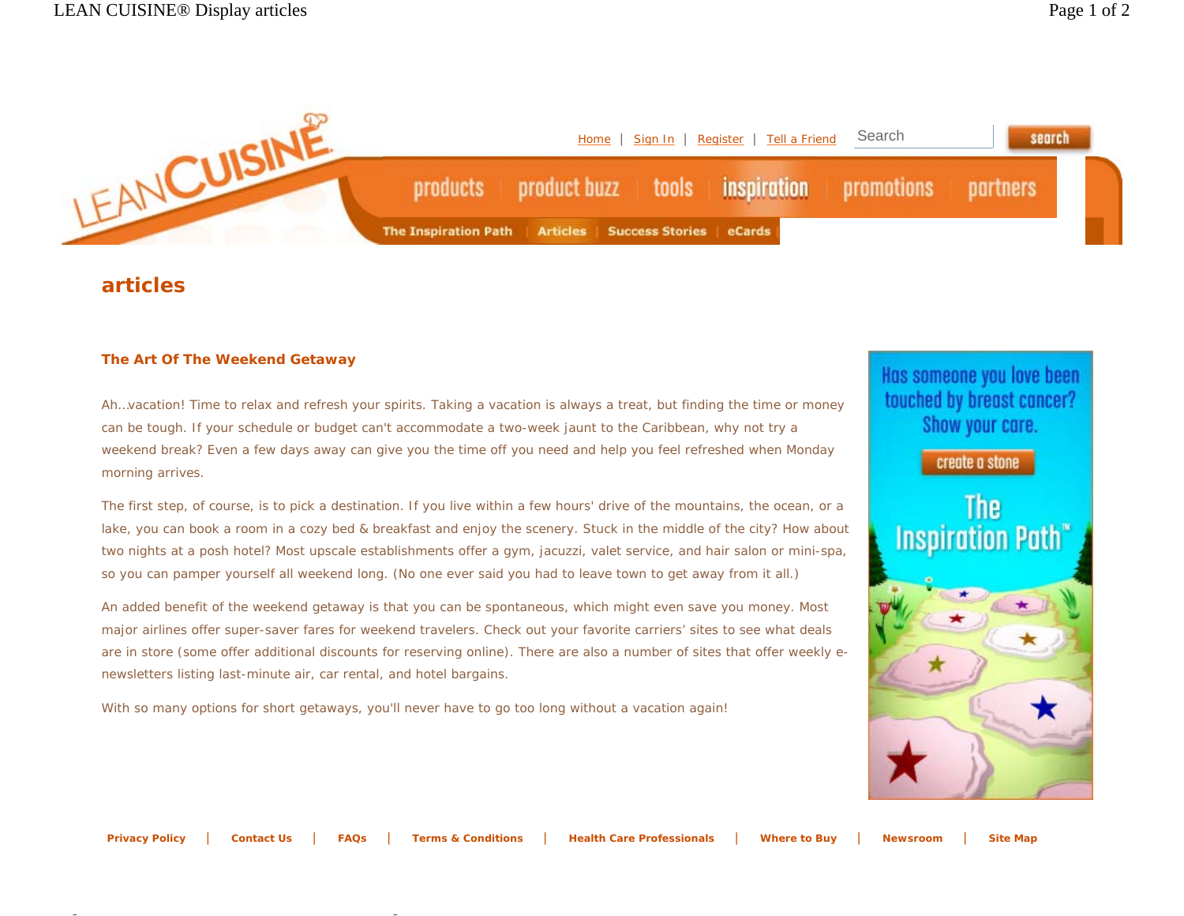Home | Sign In | Register | Tell a Friend

products | product buzz | tools | inspiration | promotions | partners

The Inspiration Path | Articles | Success Stories | eCards

## articles

### The Art Of The Weekend Getaway

Ah...vacation! Time to relax and refresh your spirits. Taking a vacation is always a treat, but finding the time or money can be tough. If your schedule or budget can't accommodate a two-week jaunt to the Caribbean, why not try a weekend break? Even a few days away can give you the time off you need and help you feel refreshed when Monday morning arrives.

The first step, of course, is to pick a destination. If you live within a few hours' drive of the mountains, the ocean, or a lake, you can book a room in a cozy bed & breakfast and enjoy the scenery. Stuck in the middle of the city? How about two nights at a posh hotel? Most upscale establishments offer a gym, jacuzzi, valet service, and hair salon or mini-spa, so you can pamper yourself all weekend long. (No one ever said you had to leave town to get away from it all.)

An added benefit of the weekend getaway is that you can be spontaneous, which might even save you money. Most major airlines offer super-saver fares for weekend travelers. Check out your favorite carriers' sites to see what deals are in store (some offer additional discounts for reserving online). There are also a number of sites that offer weekly e-newsletters listing last-minute air, car rental, and hotel bargains.

With so many options for short getaways, you'll never have to go too long without a vacation again!

Has someone you love been touched by breast cancer? Show your care.

create a stone

The Inspiration Path™

Privacy Policy | Contact Us | FAQs | Terms & Conditions | Health Care Professionals | Where to Buy | Newsroom | Site Map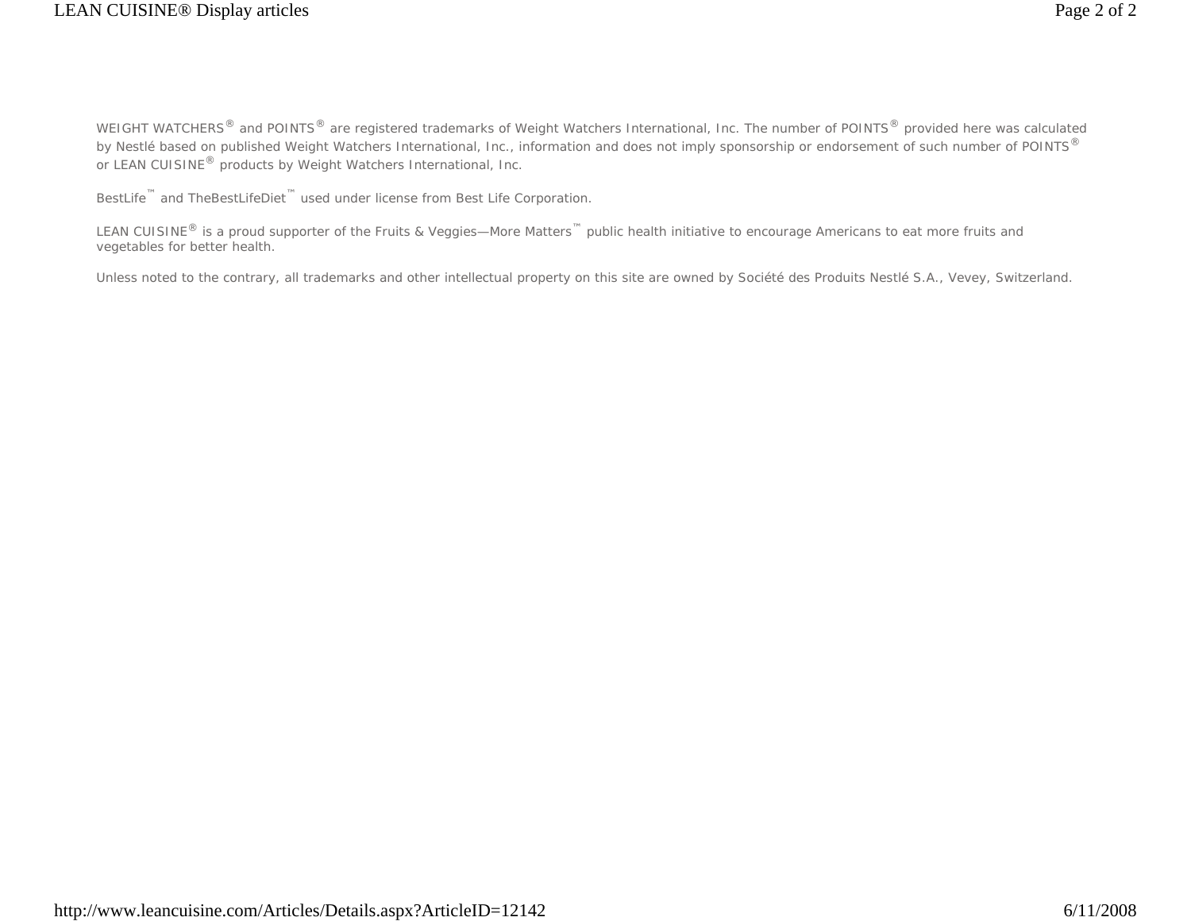WEIGHT WATCHERS® and POINTS® are registered trademarks of Weight Watchers International, Inc. The number of POINTS® provided here was calculated by Nestlé based on published Weight Watchers International, Inc., information and does not imply sponsorship or endorsement of such number of POINTS® or LEAN CUISINE® products by Weight Watchers International, Inc.

BestLife™ and TheBestLifeDiet™ used under license from Best Life Corporation.

LEAN CUISINE® is a proud supporter of the Fruits & Veggies—More Matters™ public health initiative to encourage Americans to eat more fruits and vegetables for better health.

Unless noted to the contrary, all trademarks and other intellectual property on this site are owned by Société des Produits Nestlé S.A., Vevey, Switzerland.